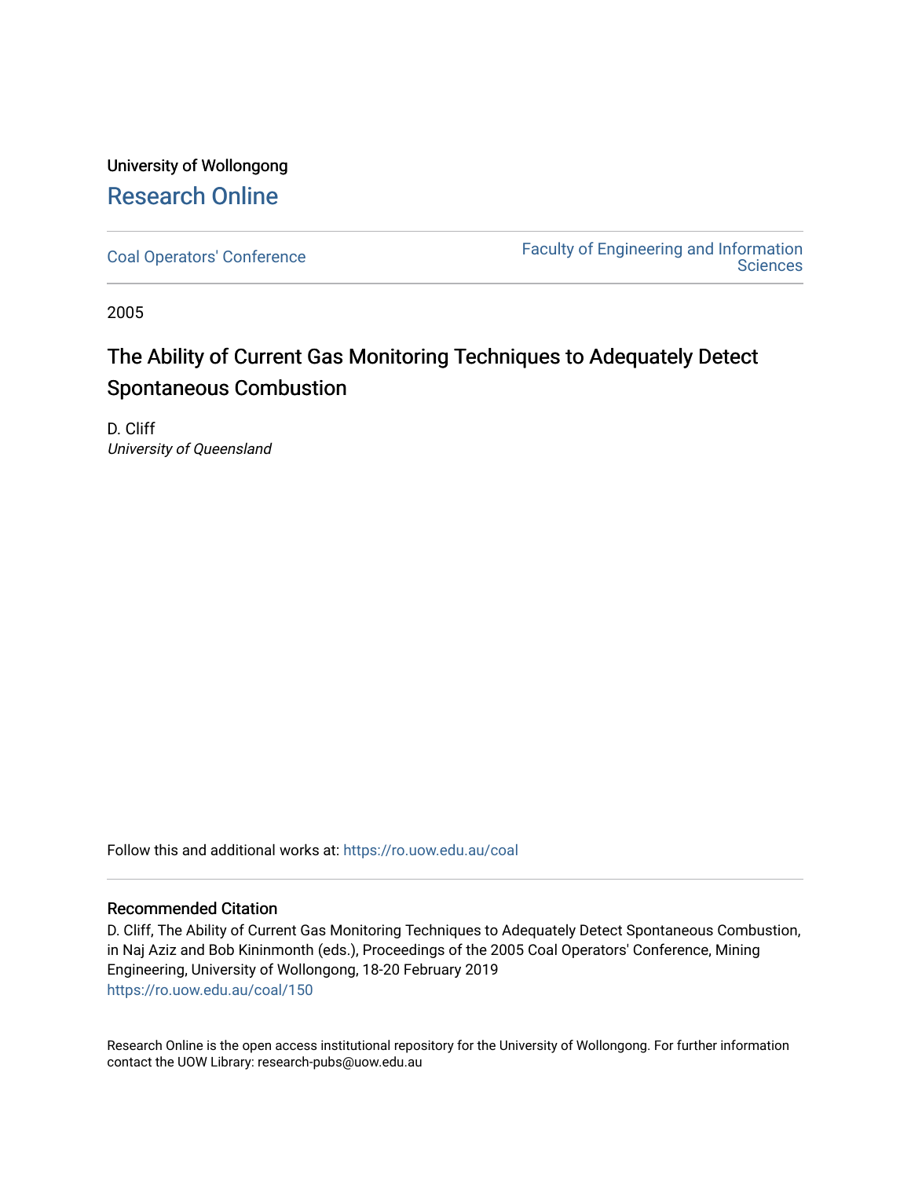University of Wollongong

# Research Online

Coal Operators' Conference | Faculty of Engineering and Information Sciences

2005

## The Ability of Current Gas Monitoring Techniques to Adequately Detect Spontaneous Combustion

D. Cliff
*University of Queensland*

Follow this and additional works at: https://ro.uow.edu.au/coal

### Recommended Citation

D. Cliff, The Ability of Current Gas Monitoring Techniques to Adequately Detect Spontaneous Combustion, in Naj Aziz and Bob Kininmonth (eds.), Proceedings of the 2005 Coal Operators' Conference, Mining Engineering, University of Wollongong, 18-20 February 2019
https://ro.uow.edu.au/coal/150

Research Online is the open access institutional repository for the University of Wollongong. For further information contact the UOW Library: research-pubs@uow.edu.au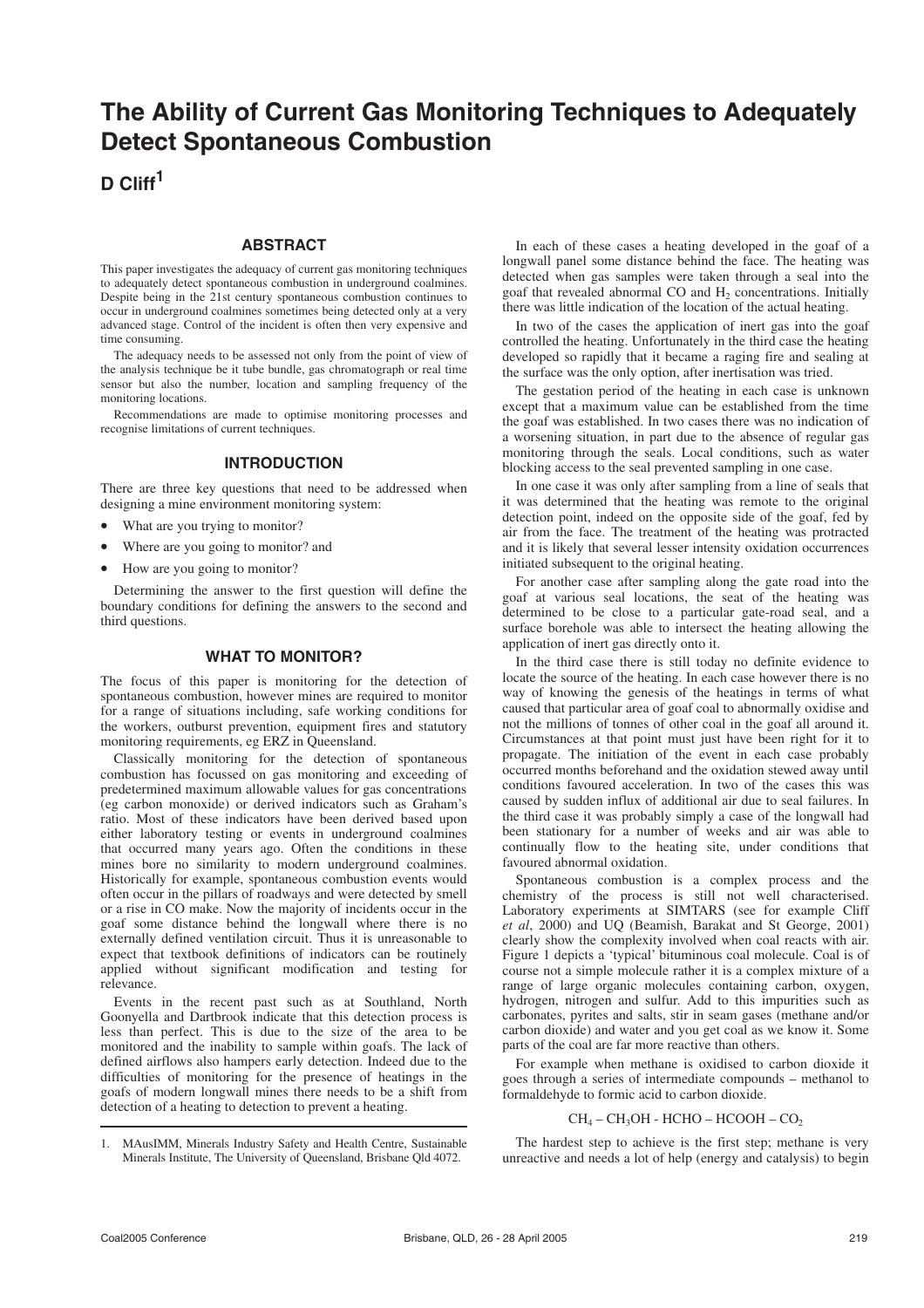# The Ability of Current Gas Monitoring Techniques to Adequately Detect Spontaneous Combustion

**D Cliff[1]**

## ABSTRACT

This paper investigates the adequacy of current gas monitoring techniques to adequately detect spontaneous combustion in underground coalmines. Despite being in the 21st century spontaneous combustion continues to occur in underground coalmines sometimes being detected only at a very advanced stage. Control of the incident is often then very expensive and time consuming.

The adequacy needs to be assessed not only from the point of view of the analysis technique be it tube bundle, gas chromatograph or real time sensor but also the number, location and sampling frequency of the monitoring locations.

Recommendations are made to optimise monitoring processes and recognise limitations of current techniques.

## INTRODUCTION

There are three key questions that need to be addressed when designing a mine environment monitoring system:

- What are you trying to monitor?
- Where are you going to monitor? and
- How are you going to monitor?

Determining the answer to the first question will define the boundary conditions for defining the answers to the second and third questions.

## WHAT TO MONITOR?

The focus of this paper is monitoring for the detection of spontaneous combustion, however mines are required to monitor for a range of situations including, safe working conditions for the workers, outburst prevention, equipment fires and statutory monitoring requirements, eg ERZ in Queensland.

Classically monitoring for the detection of spontaneous combustion has focussed on gas monitoring and exceeding of predetermined maximum allowable values for gas concentrations (eg carbon monoxide) or derived indicators such as Graham's ratio. Most of these indicators have been derived based upon either laboratory testing or events in underground coalmines that occurred many years ago. Often the conditions in these mines bore no similarity to modern underground coalmines. Historically for example, spontaneous combustion events would often occur in the pillars of roadways and were detected by smell or a rise in CO make. Now the majority of incidents occur in the goaf some distance behind the longwall where there is no externally defined ventilation circuit. Thus it is unreasonable to expect that textbook definitions of indicators can be routinely applied without significant modification and testing for relevance.

Events in the recent past such as at Southland, North Goonyella and Dartbrook indicate that this detection process is less than perfect. This is due to the size of the area to be monitored and the inability to sample within goafs. The lack of defined airflows also hampers early detection. Indeed due to the difficulties of monitoring for the presence of heatings in the goafs of modern longwall mines there needs to be a shift from detection of a heating to detection to prevent a heating.

1. MAusIMM, Minerals Industry Safety and Health Centre, Sustainable Minerals Institute, The University of Queensland, Brisbane Qld 4072.

In each of these cases a heating developed in the goaf of a longwall panel some distance behind the face. The heating was detected when gas samples were taken through a seal into the goaf that revealed abnormal CO and $H_2$ concentrations. Initially there was little indication of the location of the actual heating.

In two of the cases the application of inert gas into the goaf controlled the heating. Unfortunately in the third case the heating developed so rapidly that it became a raging fire and sealing at the surface was the only option, after inertisation was tried.

The gestation period of the heating in each case is unknown except that a maximum value can be established from the time the goaf was established. In two cases there was no indication of a worsening situation, in part due to the absence of regular gas monitoring through the seals. Local conditions, such as water blocking access to the seal prevented sampling in one case.

In one case it was only after sampling from a line of seals that it was determined that the heating was remote to the original detection point, indeed on the opposite side of the goaf, fed by air from the face. The treatment of the heating was protracted and it is likely that several lesser intensity oxidation occurrences initiated subsequent to the original heating.

For another case after sampling along the gate road into the goaf at various seal locations, the seat of the heating was determined to be close to a particular gate-road seal, and a surface borehole was able to intersect the heating allowing the application of inert gas directly onto it.

In the third case there is still today no definite evidence to locate the source of the heating. In each case however there is no way of knowing the genesis of the heatings in terms of what caused that particular area of goaf coal to abnormally oxidise and not the millions of tonnes of other coal in the goaf all around it. Circumstances at that point must just have been right for it to propagate. The initiation of the event in each case probably occurred months beforehand and the oxidation stewed away until conditions favoured acceleration. In two of the cases this was caused by sudden influx of additional air due to seal failures. In the third case it was probably simply a case of the longwall had been stationary for a number of weeks and air was able to continually flow to the heating site, under conditions that favoured abnormal oxidation.

Spontaneous combustion is a complex process and the chemistry of the process is still not well characterised. Laboratory experiments at SIMTARS (see for example Cliff *et al*, 2000) and UQ (Beamish, Barakat and St George, 2001) clearly show the complexity involved when coal reacts with air. Figure 1 depicts a 'typical' bituminous coal molecule. Coal is of course not a simple molecule rather it is a complex mixture of a range of large organic molecules containing carbon, oxygen, hydrogen, nitrogen and sulfur. Add to this impurities such as carbonates, pyrites and salts, stir in seam gases (methane and/or carbon dioxide) and water and you get coal as we know it. Some parts of the coal are far more reactive than others.

For example when methane is oxidised to carbon dioxide it goes through a series of intermediate compounds – methanol to formaldehyde to formic acid to carbon dioxide.

$$CH_4 – CH_3OH - HCHO – HCOOH – CO_2$$

The hardest step to achieve is the first step; methane is very unreactive and needs a lot of help (energy and catalysis) to begin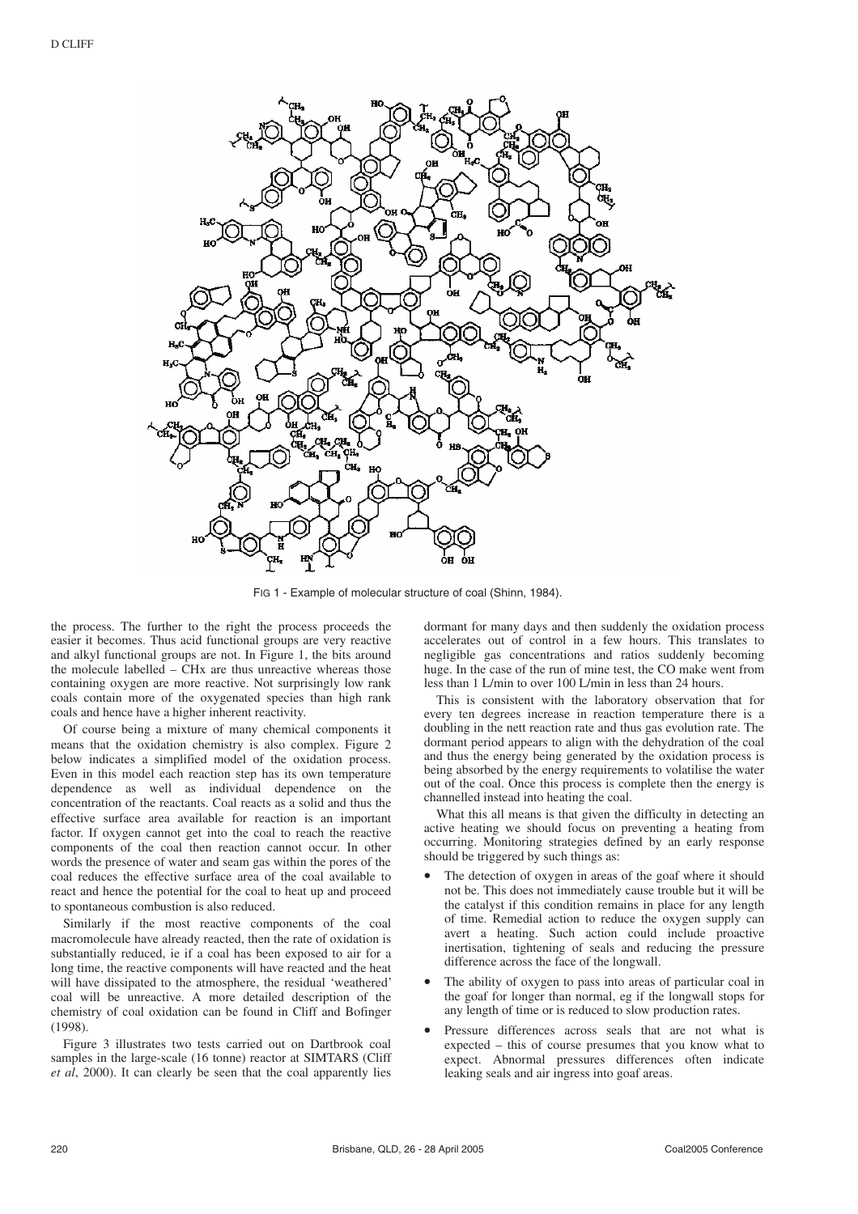FIG 1 - Example of molecular structure of coal (Shinn, 1984).

the process. The further to the right the process proceeds the easier it becomes. Thus acid functional groups are very reactive and alkyl functional groups are not. In Figure 1, the bits around the molecule labelled – CHx are thus unreactive whereas those containing oxygen are more reactive. Not surprisingly low rank coals contain more of the oxygenated species than high rank coals and hence have a higher inherent reactivity.

Of course being a mixture of many chemical components it means that the oxidation chemistry is also complex. Figure 2 below indicates a simplified model of the oxidation process. Even in this model each reaction step has its own temperature dependence as well as individual dependence on the concentration of the reactants. Coal reacts as a solid and thus the effective surface area available for reaction is an important factor. If oxygen cannot get into the coal to reach the reactive components of the coal then reaction cannot occur. In other words the presence of water and seam gas within the pores of the coal reduces the effective surface area of the coal available to react and hence the potential for the coal to heat up and proceed to spontaneous combustion is also reduced.

Similarly if the most reactive components of the coal macromolecule have already reacted, then the rate of oxidation is substantially reduced, ie if a coal has been exposed to air for a long time, the reactive components will have reacted and the heat will have dissipated to the atmosphere, the residual 'weathered' coal will be unreactive. A more detailed description of the chemistry of coal oxidation can be found in Cliff and Bofinger (1998).

Figure 3 illustrates two tests carried out on Dartbrook coal samples in the large-scale (16 tonne) reactor at SIMTARS (Cliff *et al*, 2000). It can clearly be seen that the coal apparently lies dormant for many days and then suddenly the oxidation process accelerates out of control in a few hours. This translates to negligible gas concentrations and ratios suddenly becoming huge. In the case of the run of mine test, the CO make went from less than 1 L/min to over 100 L/min in less than 24 hours.

This is consistent with the laboratory observation that for every ten degrees increase in reaction temperature there is a doubling in the nett reaction rate and thus gas evolution rate. The dormant period appears to align with the dehydration of the coal and thus the energy being generated by the oxidation process is being absorbed by the energy requirements to volatilise the water out of the coal. Once this process is complete then the energy is channelled instead into heating the coal.

What this all means is that given the difficulty in detecting an active heating we should focus on preventing a heating from occurring. Monitoring strategies defined by an early response should be triggered by such things as:

- The detection of oxygen in areas of the goaf where it should not be. This does not immediately cause trouble but it will be the catalyst if this condition remains in place for any length of time. Remedial action to reduce the oxygen supply can avert a heating. Such action could include proactive inertisation, tightening of seals and reducing the pressure difference across the face of the longwall.
- The ability of oxygen to pass into areas of particular coal in the goaf for longer than normal, eg if the longwall stops for any length of time or is reduced to slow production rates.
- Pressure differences across seals that are not what is expected – this of course presumes that you know what to expect. Abnormal pressures differences often indicate leaking seals and air ingress into goaf areas.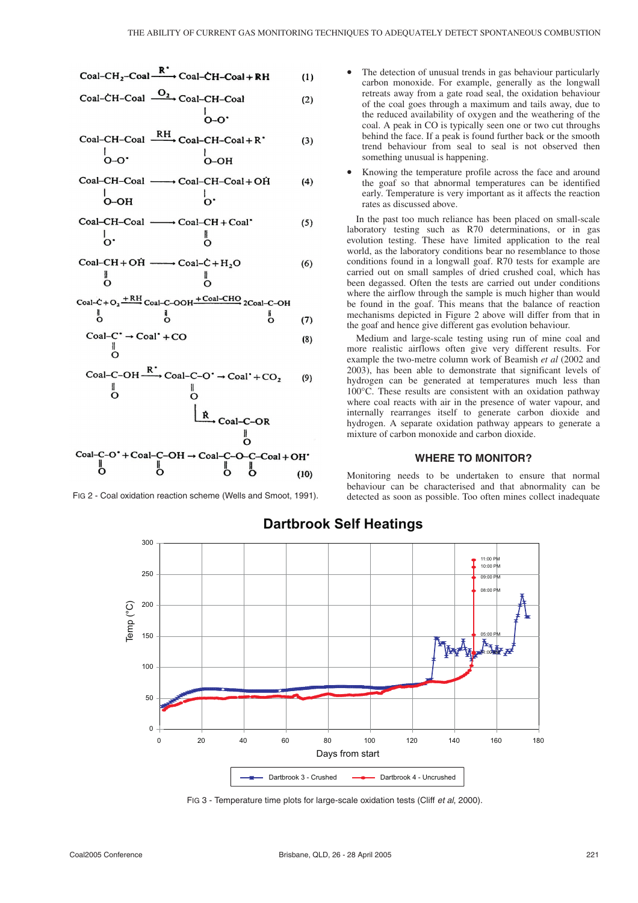$$\text{Coal–CH}_2\text{–Coal} \xrightarrow{R^{\bullet}} \text{Coal–}\dot{\text{C}}\text{H–Coal} + \text{RH} \quad (1)$$

$$\text{Coal–}\dot{\text{C}}\text{H–Coal} \xrightarrow{O_2} \text{Coal–CH(O–O}^{\bullet}\text{)–Coal} \quad (2)$$

$$\text{Coal–CH(O–O}^{\bullet}\text{)–Coal} \xrightarrow{RH} \text{Coal–CH(O–OH)–Coal} + R^{\bullet} \quad (3)$$

$$\text{Coal–CH(O–OH)–Coal} \longrightarrow \text{Coal–CH(O}^{\bullet}\text{)–Coal} + \dot{\text{O}}\text{H} \quad (4)$$

$$\text{Coal–CH(O}^{\bullet}\text{)–Coal} \longrightarrow \text{Coal–CH(=O)} + \text{Coal}^{\bullet} \quad (5)$$

$$\text{Coal–CH(=O)} + \dot{\text{O}}\text{H} \longrightarrow \text{Coal–}\dot{\text{C}}\text{(=O)} + H_2O \quad (6)$$

$$\text{Coal–}\dot{\text{C}}\text{(=O)} + O_2 \xrightarrow{+RH} \text{Coal–C(=O)–OOH} \xrightarrow{+\text{Coal–CHO}} 2\text{Coal–C(=O)–OH} \quad (7)$$

$$\text{Coal–C}^{\bullet}\text{(=O)} \rightarrow \text{Coal}^{\bullet} + \text{CO} \quad (8)$$

$$\text{Coal–C(=O)–OH} \xrightarrow{R^{\bullet}} \text{Coal–C(=O)–O}^{\bullet} \rightarrow \text{Coal}^{\bullet} + CO_2; \quad \text{Coal–C(=O)–O}^{\bullet} \xrightarrow{\dot{R}} \text{Coal–C(=O)–OR} \quad (9)$$

$$\text{Coal–C(=O)–O}^{\bullet} + \text{Coal–C(=O)–OH} \rightarrow \text{Coal–C(=O)–O–C(=O)–Coal} + \text{OH}^{\bullet} \quad (10)$$

FIG 2 - Coal oxidation reaction scheme (Wells and Smoot, 1991).

- The detection of unusual trends in gas behaviour particularly carbon monoxide. For example, generally as the longwall retreats away from a gate road seal, the oxidation behaviour of the coal goes through a maximum and tails away, due to the reduced availability of oxygen and the weathering of the coal. A peak in CO is typically seen one or two cut throughs behind the face. If a peak is found further back or the smooth trend behaviour from seal to seal is not observed then something unusual is happening.
- Knowing the temperature profile across the face and around the goaf so that abnormal temperatures can be identified early. Temperature is very important as it affects the reaction rates as discussed above.

In the past too much reliance has been placed on small-scale laboratory testing such as R70 determinations, or in gas evolution testing. These have limited application to the real world, as the laboratory conditions bear no resemblance to those conditions found in a longwall goaf. R70 tests for example are carried out on small samples of dried crushed coal, which has been degassed. Often the tests are carried out under conditions where the airflow through the sample is much higher than would be found in the goaf. This means that the balance of reaction mechanisms depicted in Figure 2 above will differ from that in the goaf and hence give different gas evolution behaviour.

Medium and large-scale testing using run of mine coal and more realistic airflows often give very different results. For example the two-metre column work of Beamish *et al* (2002 and 2003), has been able to demonstrate that significant levels of hydrogen can be generated at temperatures much less than 100°C. These results are consistent with an oxidation pathway where coal reacts with air in the presence of water vapour, and internally rearranges itself to generate carbon dioxide and hydrogen. A separate oxidation pathway appears to generate a mixture of carbon monoxide and carbon dioxide.

## WHERE TO MONITOR?

Monitoring needs to be undertaken to ensure that normal behaviour can be characterised and that abnormality can be detected as soon as possible. Too often mines collect inadequate

FIG 3 - Temperature time plots for large-scale oxidation tests (Cliff *et al*, 2000).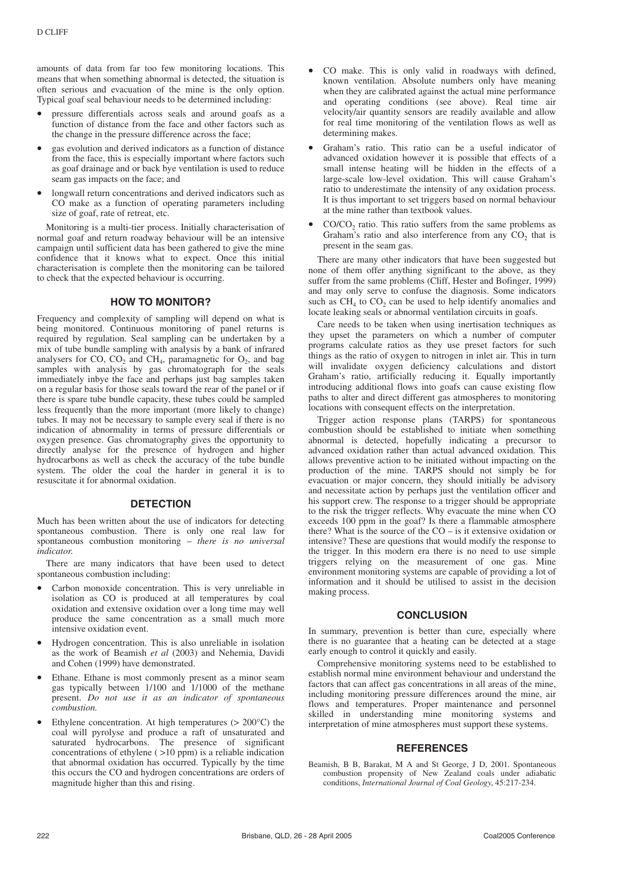amounts of data from far too few monitoring locations. This means that when something abnormal is detected, the situation is often serious and evacuation of the mine is the only option. Typical goaf seal behaviour needs to be determined including:

- pressure differentials across seals and around goafs as a function of distance from the face and other factors such as the change in the pressure difference across the face;
- gas evolution and derived indicators as a function of distance from the face, this is especially important where factors such as goaf drainage and or back bye ventilation is used to reduce seam gas impacts on the face; and
- longwall return concentrations and derived indicators such as CO make as a function of operating parameters including size of goaf, rate of retreat, etc.

Monitoring is a multi-tier process. Initially characterisation of normal goaf and return roadway behaviour will be an intensive campaign until sufficient data has been gathered to give the mine confidence that it knows what to expect. Once this initial characterisation is complete then the monitoring can be tailored to check that the expected behaviour is occurring.

## HOW TO MONITOR?

Frequency and complexity of sampling will depend on what is being monitored. Continuous monitoring of panel returns is required by regulation. Seal sampling can be undertaken by a mix of tube bundle sampling with analysis by a bank of infrared analysers for CO, $CO_2$ and $CH_4$, paramagnetic for $O_2$, and bag samples with analysis by gas chromatograph for the seals immediately inbye the face and perhaps just bag samples taken on a regular basis for those seals toward the rear of the panel or if there is spare tube bundle capacity, these tubes could be sampled less frequently than the more important (more likely to change) tubes. It may not be necessary to sample every seal if there is no indication of abnormality in terms of pressure differentials or oxygen presence. Gas chromatography gives the opportunity to directly analyse for the presence of hydrogen and higher hydrocarbons as well as check the accuracy of the tube bundle system. The older the coal the harder in general it is to resuscitate it for abnormal oxidation.

## DETECTION

Much has been written about the use of indicators for detecting spontaneous combustion. There is only one real law for spontaneous combustion monitoring – *there is no universal indicator.*

There are many indicators that have been used to detect spontaneous combustion including:

- Carbon monoxide concentration. This is very unreliable in isolation as CO is produced at all temperatures by coal oxidation and extensive oxidation over a long time may well produce the same concentration as a small much more intensive oxidation event.
- Hydrogen concentration. This is also unreliable in isolation as the work of Beamish *et al* (2003) and Nehemia, Davidi and Cohen (1999) have demonstrated.
- Ethane. Ethane is most commonly present as a minor seam gas typically between 1/100 and 1/1000 of the methane present. *Do not use it as an indicator of spontaneous combustion.*
- Ethylene concentration. At high temperatures (> 200°C) the coal will pyrolyse and produce a raft of unsaturated and saturated hydrocarbons. The presence of significant concentrations of ethylene ( >10 ppm) is a reliable indication that abnormal oxidation has occurred. Typically by the time this occurs the CO and hydrogen concentrations are orders of magnitude higher than this and rising.
- CO make. This is only valid in roadways with defined, known ventilation. Absolute numbers only have meaning when they are calibrated against the actual mine performance and operating conditions (see above). Real time air velocity/air quantity sensors are readily available and allow for real time monitoring of the ventilation flows as well as determining makes.
- Graham's ratio. This ratio can be a useful indicator of advanced oxidation however it is possible that effects of a small intense heating will be hidden in the effects of a large-scale low-level oxidation. This will cause Graham's ratio to underestimate the intensity of any oxidation process. It is thus important to set triggers based on normal behaviour at the mine rather than textbook values.
- $CO/CO_2$ ratio. This ratio suffers from the same problems as Graham's ratio and also interference from any $CO_2$ that is present in the seam gas.

There are many other indicators that have been suggested but none of them offer anything significant to the above, as they suffer from the same problems (Cliff, Hester and Bofinger, 1999) and may only serve to confuse the diagnosis. Some indicators such as $CH_4$ to $CO_2$ can be used to help identify anomalies and locate leaking seals or abnormal ventilation circuits in goafs.

Care needs to be taken when using inertisation techniques as they upset the parameters on which a number of computer programs calculate ratios as they use preset factors for such things as the ratio of oxygen to nitrogen in inlet air. This in turn will invalidate oxygen deficiency calculations and distort Graham's ratio, artificially reducing it. Equally importantly introducing additional flows into goafs can cause existing flow paths to alter and direct different gas atmospheres to monitoring locations with consequent effects on the interpretation.

Trigger action response plans (TARPS) for spontaneous combustion should be established to initiate when something abnormal is detected, hopefully indicating a precursor to advanced oxidation rather than actual advanced oxidation. This allows preventive action to be initiated without impacting on the production of the mine. TARPS should not simply be for evacuation or major concern, they should initially be advisory and necessitate action by perhaps just the ventilation officer and his support crew. The response to a trigger should be appropriate to the risk the trigger reflects. Why evacuate the mine when CO exceeds 100 ppm in the goaf? Is there a flammable atmosphere there? What is the source of the CO – is it extensive oxidation or intensive? These are questions that would modify the response to the trigger. In this modern era there is no need to use simple triggers relying on the measurement of one gas. Mine environment monitoring systems are capable of providing a lot of information and it should be utilised to assist in the decision making process.

## CONCLUSION

In summary, prevention is better than cure, especially where there is no guarantee that a heating can be detected at a stage early enough to control it quickly and easily.

Comprehensive monitoring systems need to be established to establish normal mine environment behaviour and understand the factors that can affect gas concentrations in all areas of the mine, including monitoring pressure differences around the mine, air flows and temperatures. Proper maintenance and personnel skilled in understanding mine monitoring systems and interpretation of mine atmospheres must support these systems.

## REFERENCES

Beamish, B B, Barakat, M A and St George, J D, 2001. Spontaneous combustion propensity of New Zealand coals under adiabatic conditions, *International Journal of Coal Geology*, 45:217-234.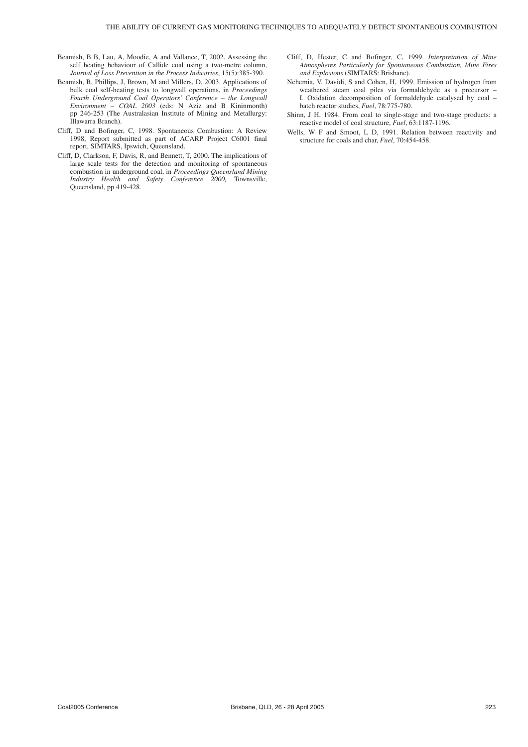Beamish, B B, Lau, A, Moodie, A and Vallance, T, 2002. Assessing the self heating behaviour of Callide coal using a two-metre column, *Journal of Loss Prevention in the Process Industries*, 15(5):385-390.

Beamish, B, Phillips, J, Brown, M and Millers, D, 2003. Applications of bulk coal self-heating tests to longwall operations, in *Proceedings Fourth Underground Coal Operators' Conference – the Longwall Environment – COAL 2003* (eds: N Aziz and B Kininmonth) pp 246-253 (The Australasian Institute of Mining and Metallurgy: Illawarra Branch).

Cliff, D and Bofinger, C, 1998. Spontaneous Combustion: A Review 1998, Report submitted as part of ACARP Project C6001 final report, SIMTARS, Ipswich, Queensland.

Cliff, D, Clarkson, F, Davis, R, and Bennett, T, 2000. The implications of large scale tests for the detection and monitoring of spontaneous combustion in underground coal, in *Proceedings Queensland Mining Industry Health and Safety Conference 2000,* Townsville, Queensland, pp 419-428.

Cliff, D, Hester, C and Bofinger, C, 1999. *Interpretation of Mine Atmospheres Particularly for Spontaneous Combustion, Mine Fires and Explosions* (SIMTARS: Brisbane).

Nehemia, V, Davidi, S and Cohen, H, 1999. Emission of hydrogen from weathered steam coal piles via formaldehyde as a precursor – I. Oxidation decomposition of formaldehyde catalysed by coal – batch reactor studies, *Fuel*, 78:775-780.

Shinn, J H, 1984. From coal to single-stage and two-stage products: a reactive model of coal structure, *Fuel*, 63:1187-1196.

Wells, W F and Smoot, L D, 1991. Relation between reactivity and structure for coals and char, *Fuel*, 70:454-458.